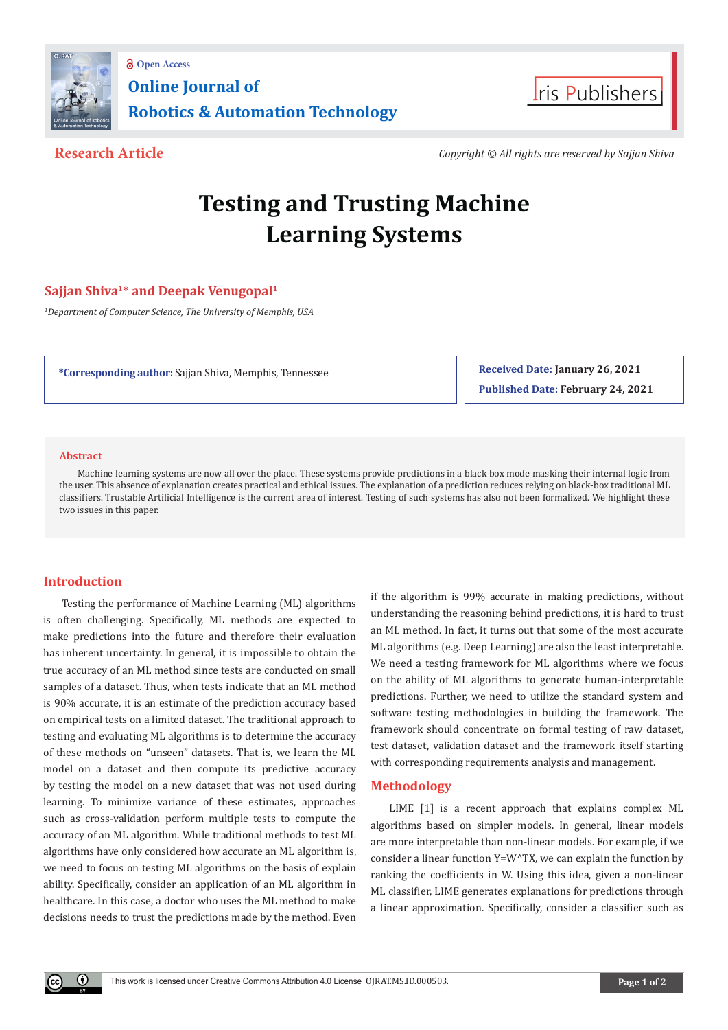Open Access

Online Journal of Robotics & Automation Technology

Research Article

*Copyright © All rights are reserved by Sajjan Shiva*

# Testing and Trusting Machine Learning Systems

**Sajjan Shiva[1]* and Deepak Venugopal[1]**

*[1]Department of Computer Science, The University of Memphis, USA*

***Corresponding author:** Sajjan Shiva, Memphis, Tennessee

**Received Date:** January 26, 2021

**Published Date:** February 24, 2021

## Abstract

Machine learning systems are now all over the place. These systems provide predictions in a black box mode masking their internal logic from the user. This absence of explanation creates practical and ethical issues. The explanation of a prediction reduces relying on black-box traditional ML classifiers. Trustable Artificial Intelligence is the current area of interest. Testing of such systems has also not been formalized. We highlight these two issues in this paper.

## Introduction

Testing the performance of Machine Learning (ML) algorithms is often challenging. Specifically, ML methods are expected to make predictions into the future and therefore their evaluation has inherent uncertainty. In general, it is impossible to obtain the true accuracy of an ML method since tests are conducted on small samples of a dataset. Thus, when tests indicate that an ML method is 90% accurate, it is an estimate of the prediction accuracy based on empirical tests on a limited dataset. The traditional approach to testing and evaluating ML algorithms is to determine the accuracy of these methods on "unseen" datasets. That is, we learn the ML model on a dataset and then compute its predictive accuracy by testing the model on a new dataset that was not used during learning. To minimize variance of these estimates, approaches such as cross-validation perform multiple tests to compute the accuracy of an ML algorithm. While traditional methods to test ML algorithms have only considered how accurate an ML algorithm is, we need to focus on testing ML algorithms on the basis of explain ability. Specifically, consider an application of an ML algorithm in healthcare. In this case, a doctor who uses the ML method to make decisions needs to trust the predictions made by the method. Even if the algorithm is 99% accurate in making predictions, without understanding the reasoning behind predictions, it is hard to trust an ML method. In fact, it turns out that some of the most accurate ML algorithms (e.g. Deep Learning) are also the least interpretable. We need a testing framework for ML algorithms where we focus on the ability of ML algorithms to generate human-interpretable predictions. Further, we need to utilize the standard system and software testing methodologies in building the framework. The framework should concentrate on formal testing of raw dataset, test dataset, validation dataset and the framework itself starting with corresponding requirements analysis and management.

## Methodology

LIME [1] is a recent approach that explains complex ML algorithms based on simpler models. In general, linear models are more interpretable than non-linear models. For example, if we consider a linear function Y=W^TX, we can explain the function by ranking the coefficients in W. Using this idea, given a non-linear ML classifier, LIME generates explanations for predictions through a linear approximation. Specifically, consider a classifier such as

This work is licensed under Creative Commons Attribution 4.0 License OJRAT.MS.ID.000503.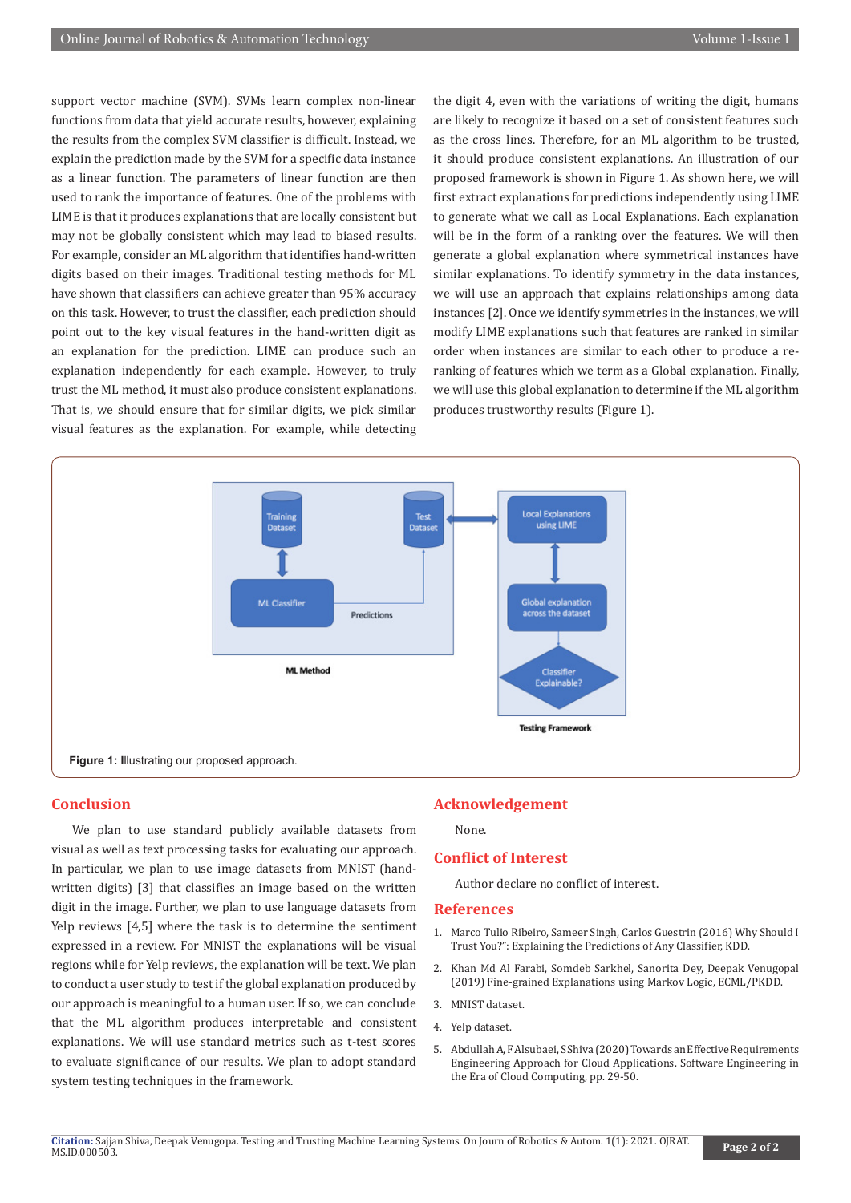support vector machine (SVM). SVMs learn complex non-linear functions from data that yield accurate results, however, explaining the results from the complex SVM classifier is difficult. Instead, we explain the prediction made by the SVM for a specific data instance as a linear function. The parameters of linear function are then used to rank the importance of features. One of the problems with LIME is that it produces explanations that are locally consistent but may not be globally consistent which may lead to biased results. For example, consider an ML algorithm that identifies hand-written digits based on their images. Traditional testing methods for ML have shown that classifiers can achieve greater than 95% accuracy on this task. However, to trust the classifier, each prediction should point out to the key visual features in the hand-written digit as an explanation for the prediction. LIME can produce such an explanation independently for each example. However, to truly trust the ML method, it must also produce consistent explanations. That is, we should ensure that for similar digits, we pick similar visual features as the explanation. For example, while detecting the digit 4, even with the variations of writing the digit, humans are likely to recognize it based on a set of consistent features such as the cross lines. Therefore, for an ML algorithm to be trusted, it should produce consistent explanations. An illustration of our proposed framework is shown in Figure 1. As shown here, we will first extract explanations for predictions independently using LIME to generate what we call as Local Explanations. Each explanation will be in the form of a ranking over the features. We will then generate a global explanation where symmetrical instances have similar explanations. To identify symmetry in the data instances, we will use an approach that explains relationships among data instances [2]. Once we identify symmetries in the instances, we will modify LIME explanations such that features are ranked in similar order when instances are similar to each other to produce a re-ranking of features which we term as a Global explanation. Finally, we will use this global explanation to determine if the ML algorithm produces trustworthy results (Figure 1).

Training Dataset

Test Dataset

ML Classifier

Predictions

ML Method

Local Explanations using LIME

Global explanation across the dataset

Classifier Explainable?

Testing Framework

**Figure 1:** Illustrating our proposed approach.

## Conclusion

We plan to use standard publicly available datasets from visual as well as text processing tasks for evaluating our approach. In particular, we plan to use image datasets from MNIST (hand-written digits) [3] that classifies an image based on the written digit in the image. Further, we plan to use language datasets from Yelp reviews [4,5] where the task is to determine the sentiment expressed in a review. For MNIST the explanations will be visual regions while for Yelp reviews, the explanation will be text. We plan to conduct a user study to test if the global explanation produced by our approach is meaningful to a human user. If so, we can conclude that the ML algorithm produces interpretable and consistent explanations. We will use standard metrics such as t-test scores to evaluate significance of our results. We plan to adopt standard system testing techniques in the framework.

## Acknowledgement

None.

## Conflict of Interest

Author declare no conflict of interest.

## References

1. Marco Tulio Ribeiro, Sameer Singh, Carlos Guestrin (2016) Why Should I Trust You?": Explaining the Predictions of Any Classifier, KDD.
2. Khan Md Al Farabi, Somdeb Sarkhel, Sanorita Dey, Deepak Venugopal (2019) Fine-grained Explanations using Markov Logic, ECML/PKDD.
3. MNIST dataset.
4. Yelp dataset.
5. Abdullah A, F Alsubaei, S Shiva (2020) Towards an Effective Requirements Engineering Approach for Cloud Applications. Software Engineering in the Era of Cloud Computing, pp. 29-50.

**Citation:** Sajjan Shiva, Deepak Venugopa. Testing and Trusting Machine Learning Systems. On Journ of Robotics & Autom. 1(1): 2021. OJRAT. MS.ID.000503.